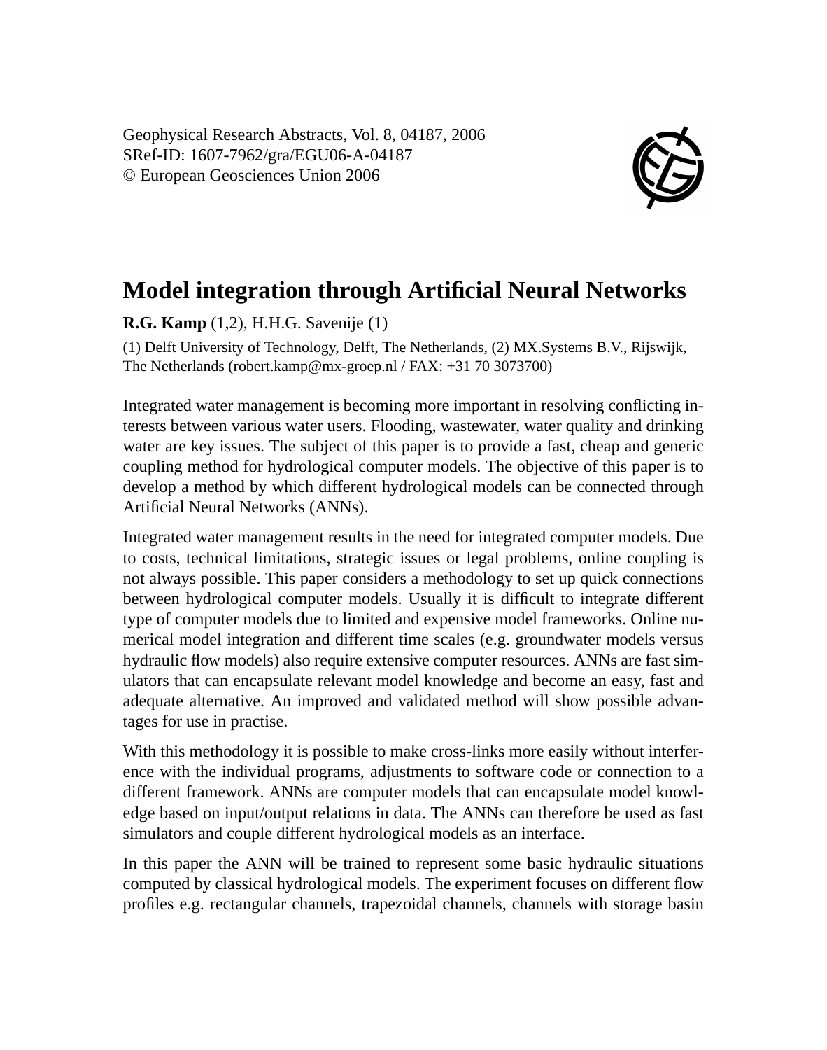Geophysical Research Abstracts, Vol. 8, 04187, 2006
SRef-ID: 1607-7962/gra/EGU06-A-04187
© European Geosciences Union 2006

# Model integration through Artificial Neural Networks

**R.G. Kamp** (1,2), H.H.G. Savenije (1)

(1) Delft University of Technology, Delft, The Netherlands, (2) MX.Systems B.V., Rijswijk, The Netherlands (robert.kamp@mx-groep.nl / FAX: +31 70 3073700)

Integrated water management is becoming more important in resolving conflicting interests between various water users. Flooding, wastewater, water quality and drinking water are key issues. The subject of this paper is to provide a fast, cheap and generic coupling method for hydrological computer models. The objective of this paper is to develop a method by which different hydrological models can be connected through Artificial Neural Networks (ANNs).

Integrated water management results in the need for integrated computer models. Due to costs, technical limitations, strategic issues or legal problems, online coupling is not always possible. This paper considers a methodology to set up quick connections between hydrological computer models. Usually it is difficult to integrate different type of computer models due to limited and expensive model frameworks. Online numerical model integration and different time scales (e.g. groundwater models versus hydraulic flow models) also require extensive computer resources. ANNs are fast simulators that can encapsulate relevant model knowledge and become an easy, fast and adequate alternative. An improved and validated method will show possible advantages for use in practise.

With this methodology it is possible to make cross-links more easily without interference with the individual programs, adjustments to software code or connection to a different framework. ANNs are computer models that can encapsulate model knowledge based on input/output relations in data. The ANNs can therefore be used as fast simulators and couple different hydrological models as an interface.

In this paper the ANN will be trained to represent some basic hydraulic situations computed by classical hydrological models. The experiment focuses on different flow profiles e.g. rectangular channels, trapezoidal channels, channels with storage basin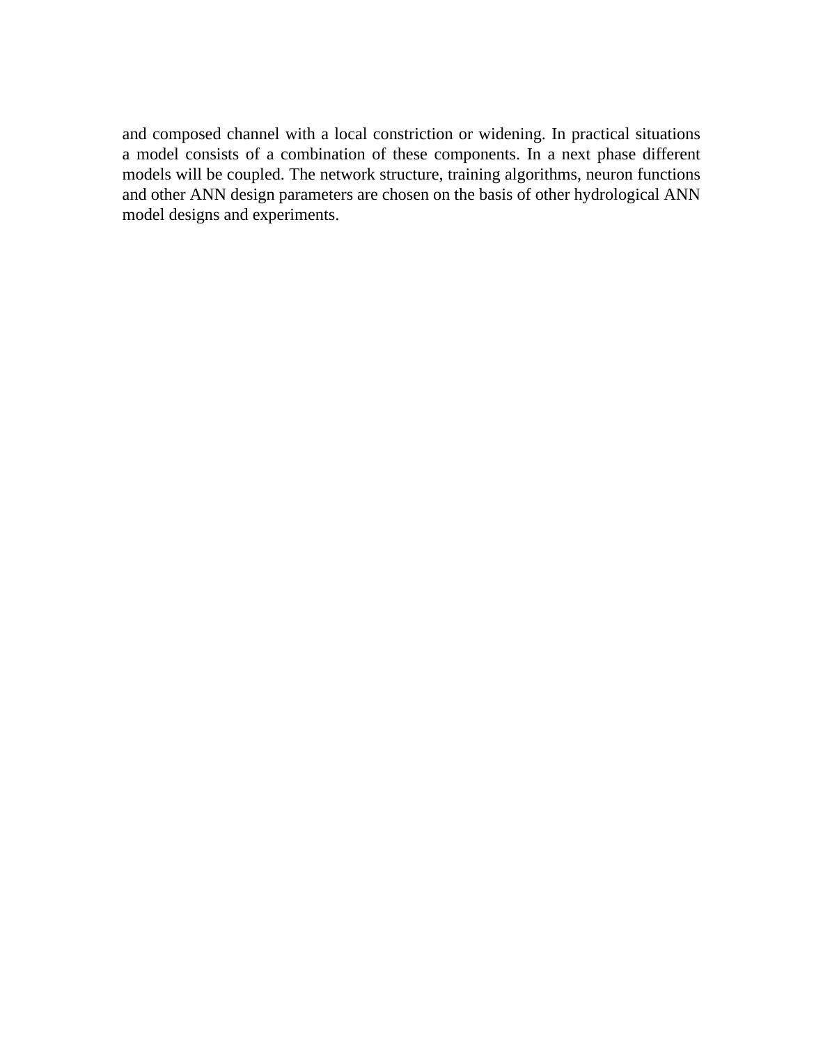and composed channel with a local constriction or widening. In practical situations a model consists of a combination of these components. In a next phase different models will be coupled. The network structure, training algorithms, neuron functions and other ANN design parameters are chosen on the basis of other hydrological ANN model designs and experiments.